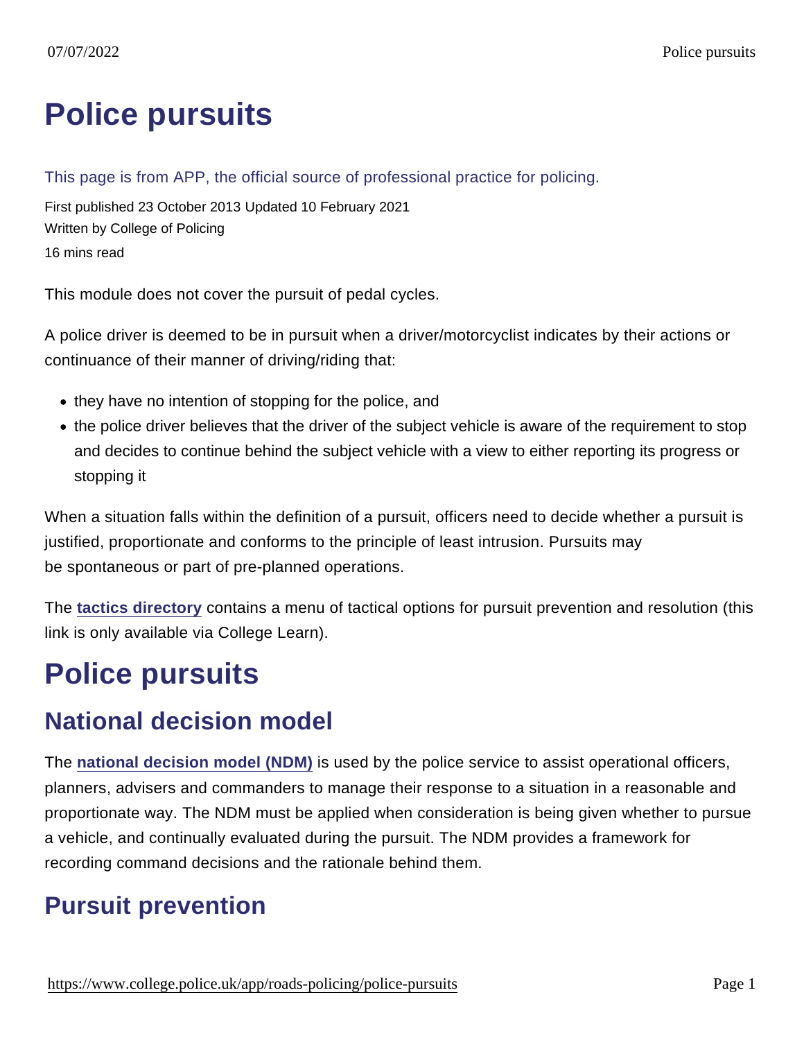# Police pursuits

This page is from APP, the official source of professional practice for policing.

First published 23 October 2013 Updated 10 February 2021

Written by College of Policing

16 mins read

This module does not cover the pursuit of pedal cycles.

A police driver is deemed to be in pursuit when a driver/motorcyclist indicates by their actions or continuance of their manner of driving/riding that:

- they have no intention of stopping for the police, and
- the police driver believes that the driver of the subject vehicle is aware of the requirement to stop and decides to continue behind the subject vehicle with a view to either reporting its progress or stopping it

When a situation falls within the definition of a pursuit, officers need to decide whether a pursuit is justified, proportionate and conforms to the principle of least intrusion. Pursuits may be spontaneous or part of pre-planned operations.

The **tactics directory** contains a menu of tactical options for pursuit prevention and resolution (this link is only available via College Learn).

# Police pursuits

## National decision model

The **national decision model (NDM)** is used by the police service to assist operational officers, planners, advisers and commanders to manage their response to a situation in a reasonable and proportionate way. The NDM must be applied when consideration is being given whether to pursue a vehicle, and continually evaluated during the pursuit. The NDM provides a framework for recording command decisions and the rationale behind them.

## Pursuit prevention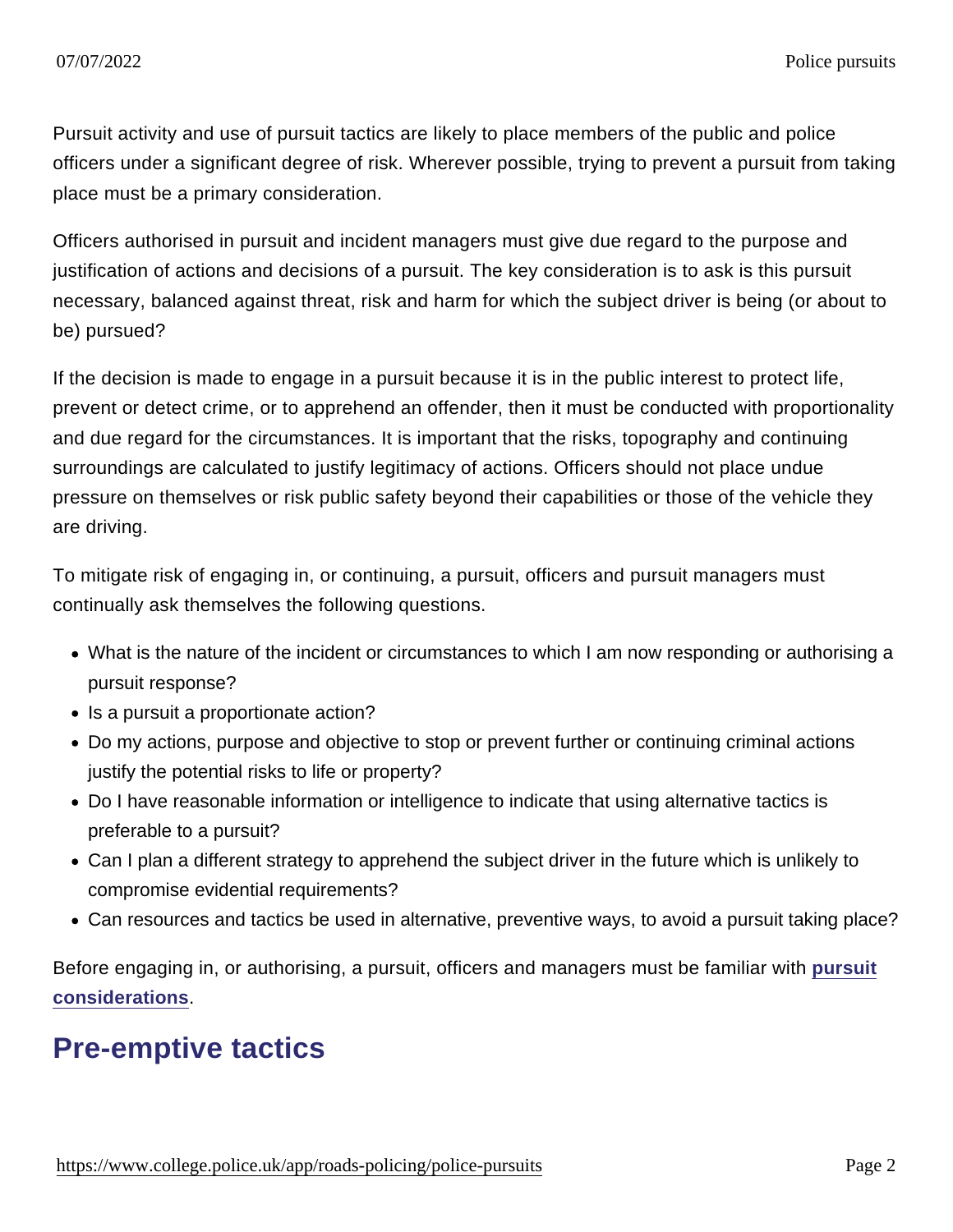Pursuit activity and use of pursuit tactics are likely to place members of the public and police officers under a significant degree of risk. Wherever possible, trying to prevent a pursuit from taking place must be a primary consideration.

Officers authorised in pursuit and incident managers must give due regard to the purpose and justification of actions and decisions of a pursuit. The key consideration is to ask is this pursuit necessary, balanced against threat, risk and harm for which the subject driver is being (or about to be) pursued?

If the decision is made to engage in a pursuit because it is in the public interest to protect life, prevent or detect crime, or to apprehend an offender, then it must be conducted with proportionality and due regard for the circumstances. It is important that the risks, topography and continuing surroundings are calculated to justify legitimacy of actions. Officers should not place undue pressure on themselves or risk public safety beyond their capabilities or those of the vehicle they are driving.

To mitigate risk of engaging in, or continuing, a pursuit, officers and pursuit managers must continually ask themselves the following questions.

- What is the nature of the incident or circumstances to which I am now responding or authorising a pursuit response?
- Is a pursuit a proportionate action?
- Do my actions, purpose and objective to stop or prevent further or continuing criminal actions justify the potential risks to life or property?
- Do I have reasonable information or intelligence to indicate that using alternative tactics is preferable to a pursuit?
- Can I plan a different strategy to apprehend the subject driver in the future which is unlikely to compromise evidential requirements?
- Can resources and tactics be used in alternative, preventive ways, to avoid a pursuit taking place?

Before engaging in, or authorising, a pursuit, officers and managers must be familiar with **pursuit considerations**.

## Pre-emptive tactics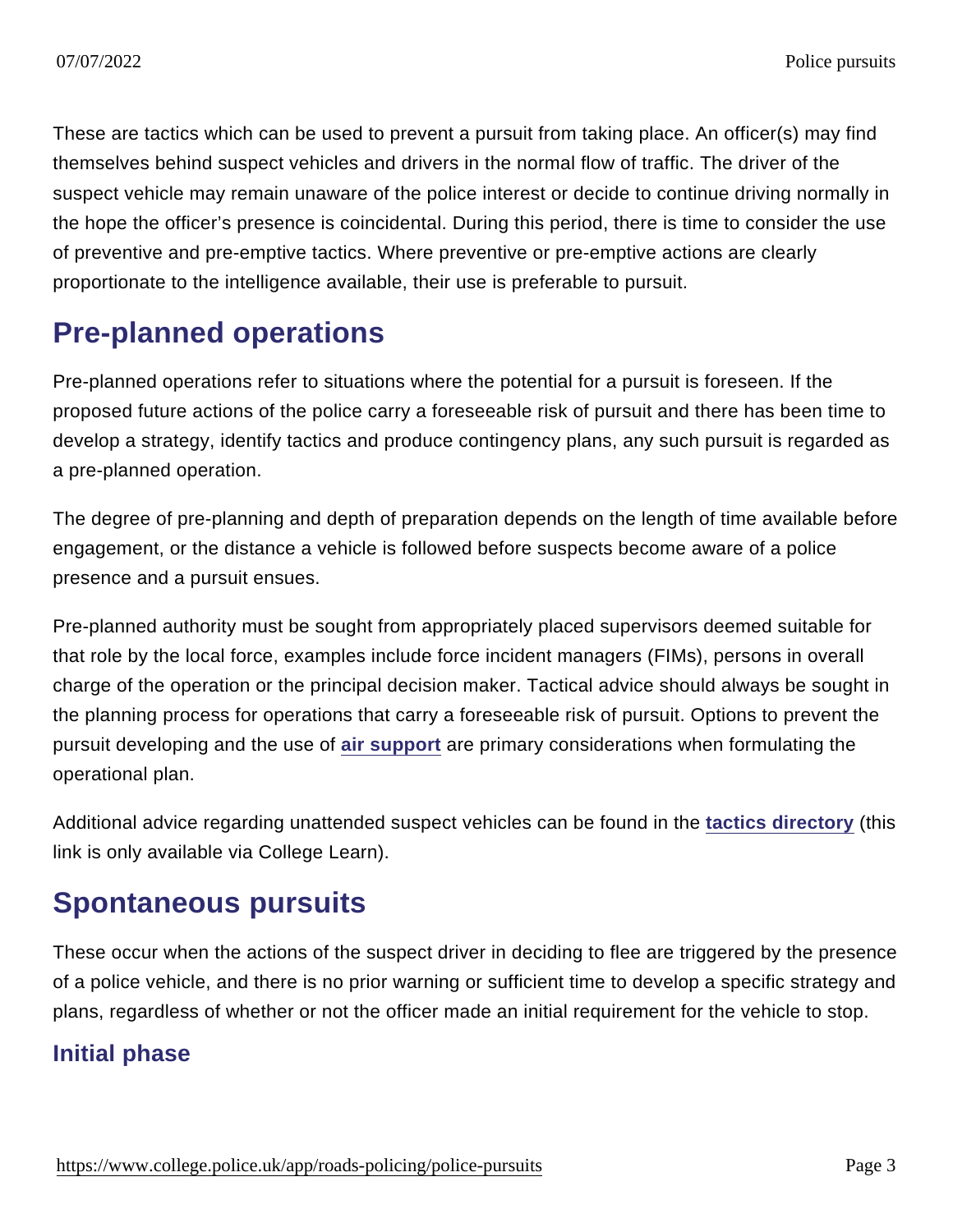These are tactics which can be used to prevent a pursuit from taking place. An officer(s) may find themselves behind suspect vehicles and drivers in the normal flow of traffic. The driver of the suspect vehicle may remain unaware of the police interest or decide to continue driving normally in the hope the officer's presence is coincidental. During this period, there is time to consider the use of preventive and pre-emptive tactics. Where preventive or pre-emptive actions are clearly proportionate to the intelligence available, their use is preferable to pursuit.

## Pre-planned operations

Pre-planned operations refer to situations where the potential for a pursuit is foreseen. If the proposed future actions of the police carry a foreseeable risk of pursuit and there has been time to develop a strategy, identify tactics and produce contingency plans, any such pursuit is regarded as a pre-planned operation.

The degree of pre-planning and depth of preparation depends on the length of time available before engagement, or the distance a vehicle is followed before suspects become aware of a police presence and a pursuit ensues.

Pre-planned authority must be sought from appropriately placed supervisors deemed suitable for that role by the local force, examples include force incident managers (FIMs), persons in overall charge of the operation or the principal decision maker. Tactical advice should always be sought in the planning process for operations that carry a foreseeable risk of pursuit. Options to prevent the pursuit developing and the use of **air support** are primary considerations when formulating the operational plan.

Additional advice regarding unattended suspect vehicles can be found in the **tactics directory** (this link is only available via College Learn).

## Spontaneous pursuits

These occur when the actions of the suspect driver in deciding to flee are triggered by the presence of a police vehicle, and there is no prior warning or sufficient time to develop a specific strategy and plans, regardless of whether or not the officer made an initial requirement for the vehicle to stop.

### Initial phase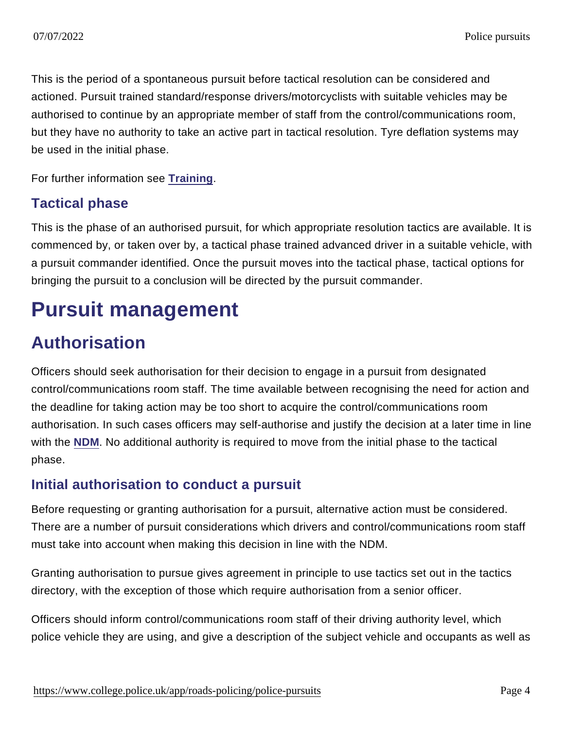This is the period of a spontaneous pursuit before tactical resolution can be considered and actioned. Pursuit trained standard/response drivers/motorcyclists with suitable vehicles may be authorised to continue by an appropriate member of staff from the control/communications room, but they have no authority to take an active part in tactical resolution. Tyre deflation systems may be used in the initial phase.

For further information see Training.

### Tactical phase

This is the phase of an authorised pursuit, for which appropriate resolution tactics are available. It is commenced by, or taken over by, a tactical phase trained advanced driver in a suitable vehicle, with a pursuit commander identified. Once the pursuit moves into the tactical phase, tactical options for bringing the pursuit to a conclusion will be directed by the pursuit commander.

# Pursuit management

## Authorisation

Officers should seek authorisation for their decision to engage in a pursuit from designated control/communications room staff. The time available between recognising the need for action and the deadline for taking action may be too short to acquire the control/communications room authorisation. In such cases officers may self-authorise and justify the decision at a later time in line with the NDM. No additional authority is required to move from the initial phase to the tactical phase.

### Initial authorisation to conduct a pursuit

Before requesting or granting authorisation for a pursuit, alternative action must be considered. There are a number of pursuit considerations which drivers and control/communications room staff must take into account when making this decision in line with the NDM.

Granting authorisation to pursue gives agreement in principle to use tactics set out in the tactics directory, with the exception of those which require authorisation from a senior officer.

Officers should inform control/communications room staff of their driving authority level, which police vehicle they are using, and give a description of the subject vehicle and occupants as well as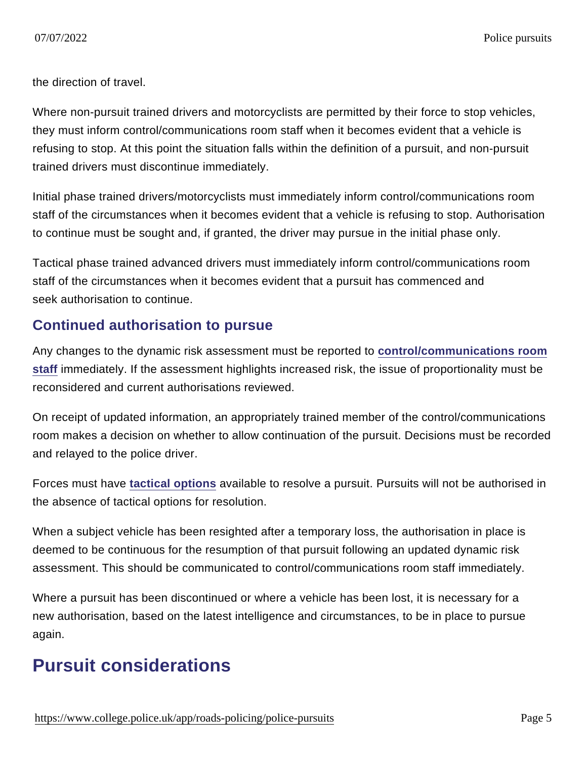the direction of travel.

Where non-pursuit trained drivers and motorcyclists are permitted by their force to stop vehicles, they must inform control/communications room staff when it becomes evident that a vehicle is refusing to stop. At this point the situation falls within the definition of a pursuit, and non-pursuit trained drivers must discontinue immediately.

Initial phase trained drivers/motorcyclists must immediately inform control/communications room staff of the circumstances when it becomes evident that a vehicle is refusing to stop. Authorisation to continue must be sought and, if granted, the driver may pursue in the initial phase only.

Tactical phase trained advanced drivers must immediately inform control/communications room staff of the circumstances when it becomes evident that a pursuit has commenced and seek authorisation to continue.

## Continued authorisation to pursue

Any changes to the dynamic risk assessment must be reported to control/communications room staff immediately. If the assessment highlights increased risk, the issue of proportionality must be reconsidered and current authorisations reviewed.

On receipt of updated information, an appropriately trained member of the control/communications room makes a decision on whether to allow continuation of the pursuit. Decisions must be recorded and relayed to the police driver.

Forces must have tactical options available to resolve a pursuit. Pursuits will not be authorised in the absence of tactical options for resolution.

When a subject vehicle has been resighted after a temporary loss, the authorisation in place is deemed to be continuous for the resumption of that pursuit following an updated dynamic risk assessment. This should be communicated to control/communications room staff immediately.

Where a pursuit has been discontinued or where a vehicle has been lost, it is necessary for a new authorisation, based on the latest intelligence and circumstances, to be in place to pursue again.

# Pursuit considerations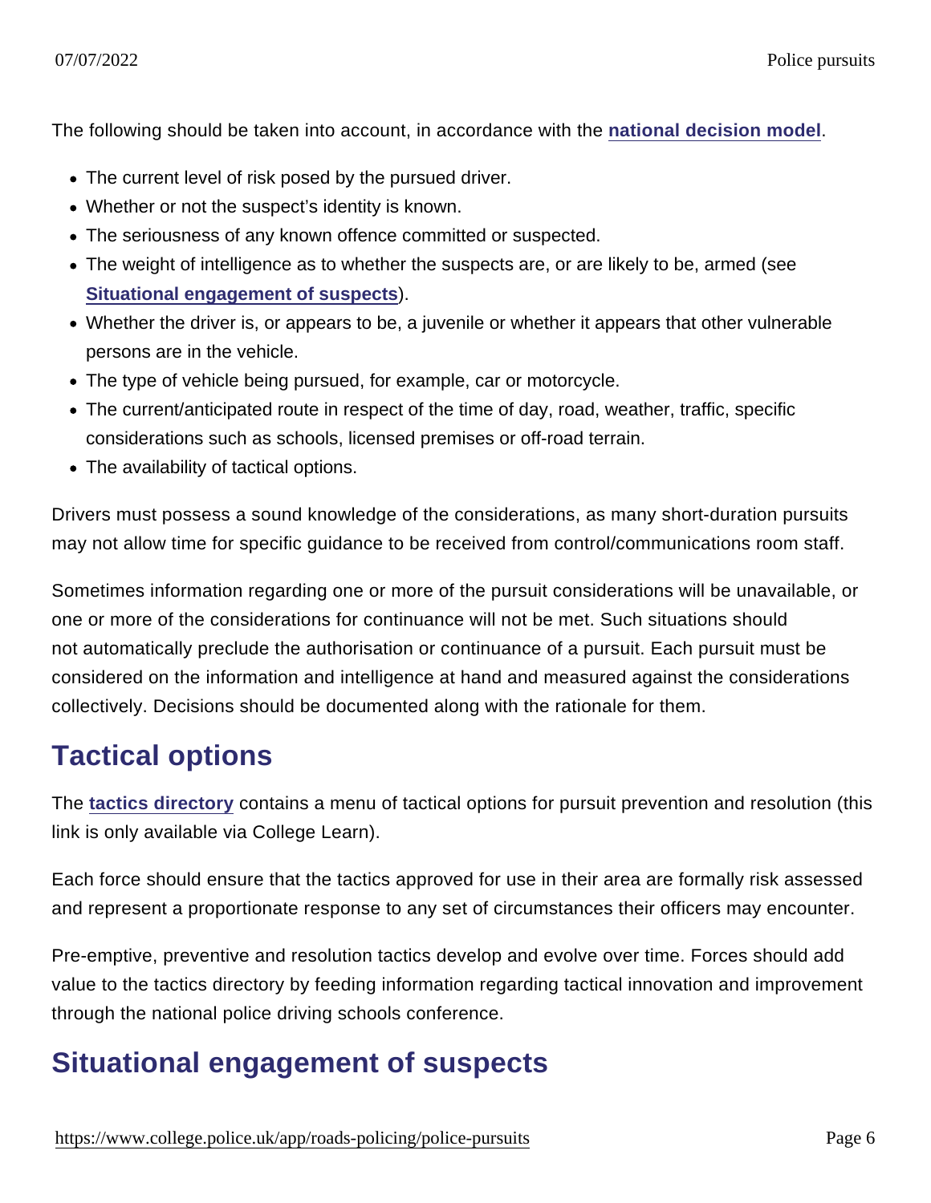The following should be taken into account, in accordance with the national decision model.

- The current level of risk posed by the pursued driver.
- Whether or not the suspect's identity is known.
- The seriousness of any known offence committed or suspected.
- The weight of intelligence as to whether the suspects are, or are likely to be, armed (see Situational engagement of suspects).
- Whether the driver is, or appears to be, a juvenile or whether it appears that other vulnerable persons are in the vehicle.
- The type of vehicle being pursued, for example, car or motorcycle.
- The current/anticipated route in respect of the time of day, road, weather, traffic, specific considerations such as schools, licensed premises or off-road terrain.
- The availability of tactical options.

Drivers must possess a sound knowledge of the considerations, as many short-duration pursuits may not allow time for specific guidance to be received from control/communications room staff.

Sometimes information regarding one or more of the pursuit considerations will be unavailable, or one or more of the considerations for continuance will not be met. Such situations should not automatically preclude the authorisation or continuance of a pursuit. Each pursuit must be considered on the information and intelligence at hand and measured against the considerations collectively. Decisions should be documented along with the rationale for them.

## Tactical options

The tactics directory contains a menu of tactical options for pursuit prevention and resolution (this link is only available via College Learn).

Each force should ensure that the tactics approved for use in their area are formally risk assessed and represent a proportionate response to any set of circumstances their officers may encounter.

Pre-emptive, preventive and resolution tactics develop and evolve over time. Forces should add value to the tactics directory by feeding information regarding tactical innovation and improvement through the national police driving schools conference.

## Situational engagement of suspects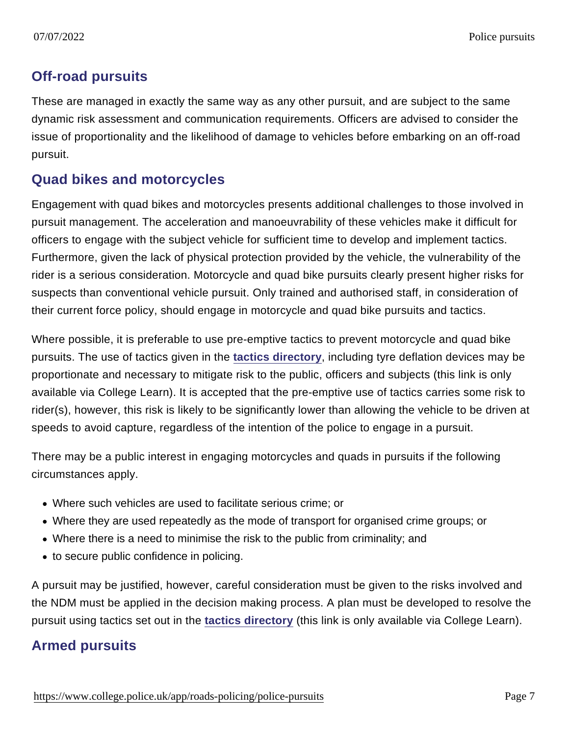## Off-road pursuits

These are managed in exactly the same way as any other pursuit, and are subject to the same dynamic risk assessment and communication requirements. Officers are advised to consider the issue of proportionality and the likelihood of damage to vehicles before embarking on an off-road pursuit.

## Quad bikes and motorcycles

Engagement with quad bikes and motorcycles presents additional challenges to those involved in pursuit management. The acceleration and manoeuvrability of these vehicles make it difficult for officers to engage with the subject vehicle for sufficient time to develop and implement tactics. Furthermore, given the lack of physical protection provided by the vehicle, the vulnerability of the rider is a serious consideration. Motorcycle and quad bike pursuits clearly present higher risks for suspects than conventional vehicle pursuit. Only trained and authorised staff, in consideration of their current force policy, should engage in motorcycle and quad bike pursuits and tactics.

Where possible, it is preferable to use pre-emptive tactics to prevent motorcycle and quad bike pursuits. The use of tactics given in the **tactics directory**, including tyre deflation devices may be proportionate and necessary to mitigate risk to the public, officers and subjects (this link is only available via College Learn). It is accepted that the pre-emptive use of tactics carries some risk to rider(s), however, this risk is likely to be significantly lower than allowing the vehicle to be driven at speeds to avoid capture, regardless of the intention of the police to engage in a pursuit.

There may be a public interest in engaging motorcycles and quads in pursuits if the following circumstances apply.

- Where such vehicles are used to facilitate serious crime; or
- Where they are used repeatedly as the mode of transport for organised crime groups; or
- Where there is a need to minimise the risk to the public from criminality; and
- to secure public confidence in policing.

A pursuit may be justified, however, careful consideration must be given to the risks involved and the NDM must be applied in the decision making process. A plan must be developed to resolve the pursuit using tactics set out in the **tactics directory** (this link is only available via College Learn).

## Armed pursuits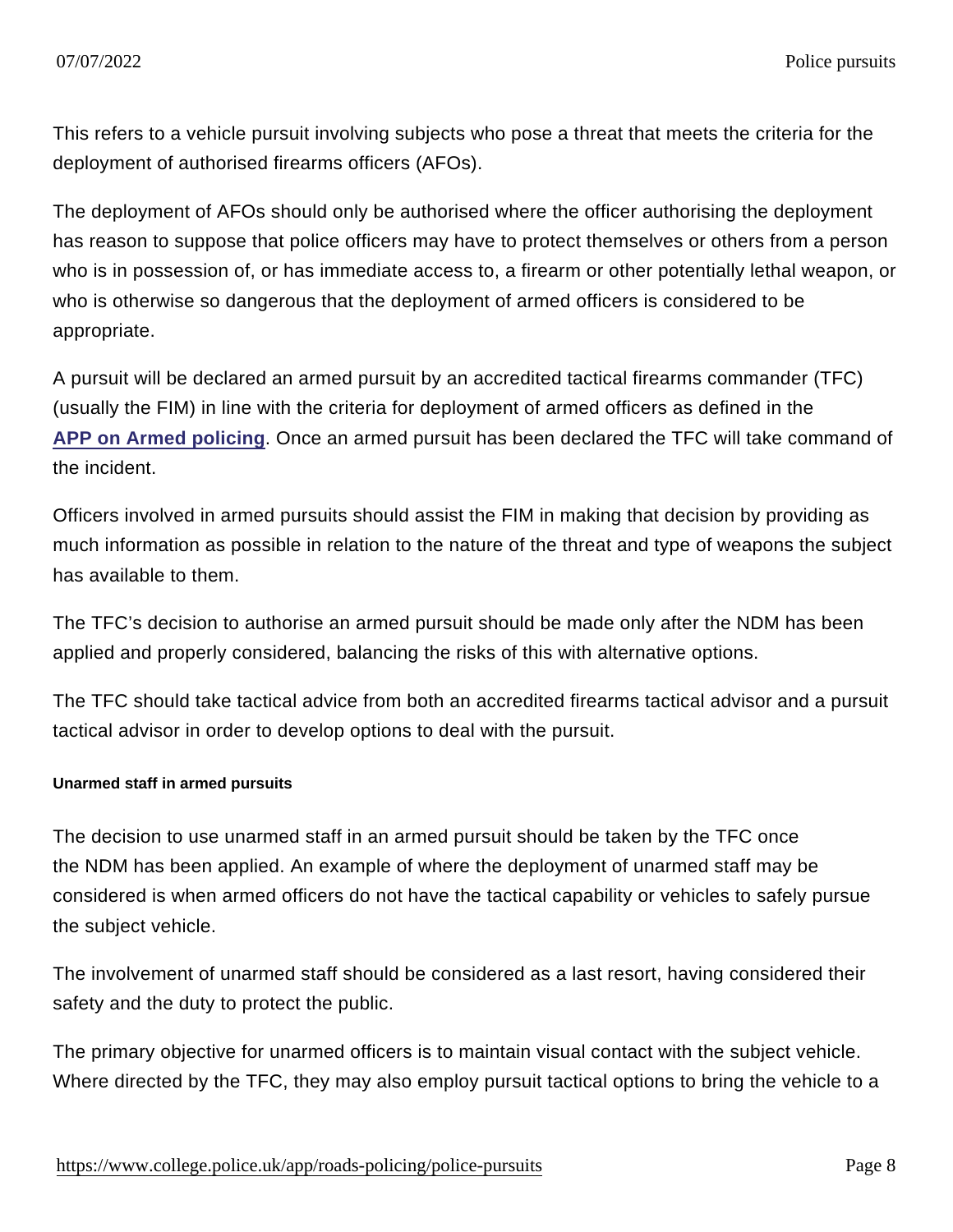This refers to a vehicle pursuit involving subjects who pose a threat that meets the criteria for the deployment of authorised firearms officers (AFOs).

The deployment of AFOs should only be authorised where the officer authorising the deployment has reason to suppose that police officers may have to protect themselves or others from a person who is in possession of, or has immediate access to, a firearm or other potentially lethal weapon, or who is otherwise so dangerous that the deployment of armed officers is considered to be appropriate.

A pursuit will be declared an armed pursuit by an accredited tactical firearms commander (TFC) (usually the FIM) in line with the criteria for deployment of armed officers as defined in the **APP on Armed policing**. Once an armed pursuit has been declared the TFC will take command of the incident.

Officers involved in armed pursuits should assist the FIM in making that decision by providing as much information as possible in relation to the nature of the threat and type of weapons the subject has available to them.

The TFC's decision to authorise an armed pursuit should be made only after the NDM has been applied and properly considered, balancing the risks of this with alternative options.

The TFC should take tactical advice from both an accredited firearms tactical advisor and a pursuit tactical advisor in order to develop options to deal with the pursuit.

##### Unarmed staff in armed pursuits

The decision to use unarmed staff in an armed pursuit should be taken by the TFC once the NDM has been applied. An example of where the deployment of unarmed staff may be considered is when armed officers do not have the tactical capability or vehicles to safely pursue the subject vehicle.

The involvement of unarmed staff should be considered as a last resort, having considered their safety and the duty to protect the public.

The primary objective for unarmed officers is to maintain visual contact with the subject vehicle. Where directed by the TFC, they may also employ pursuit tactical options to bring the vehicle to a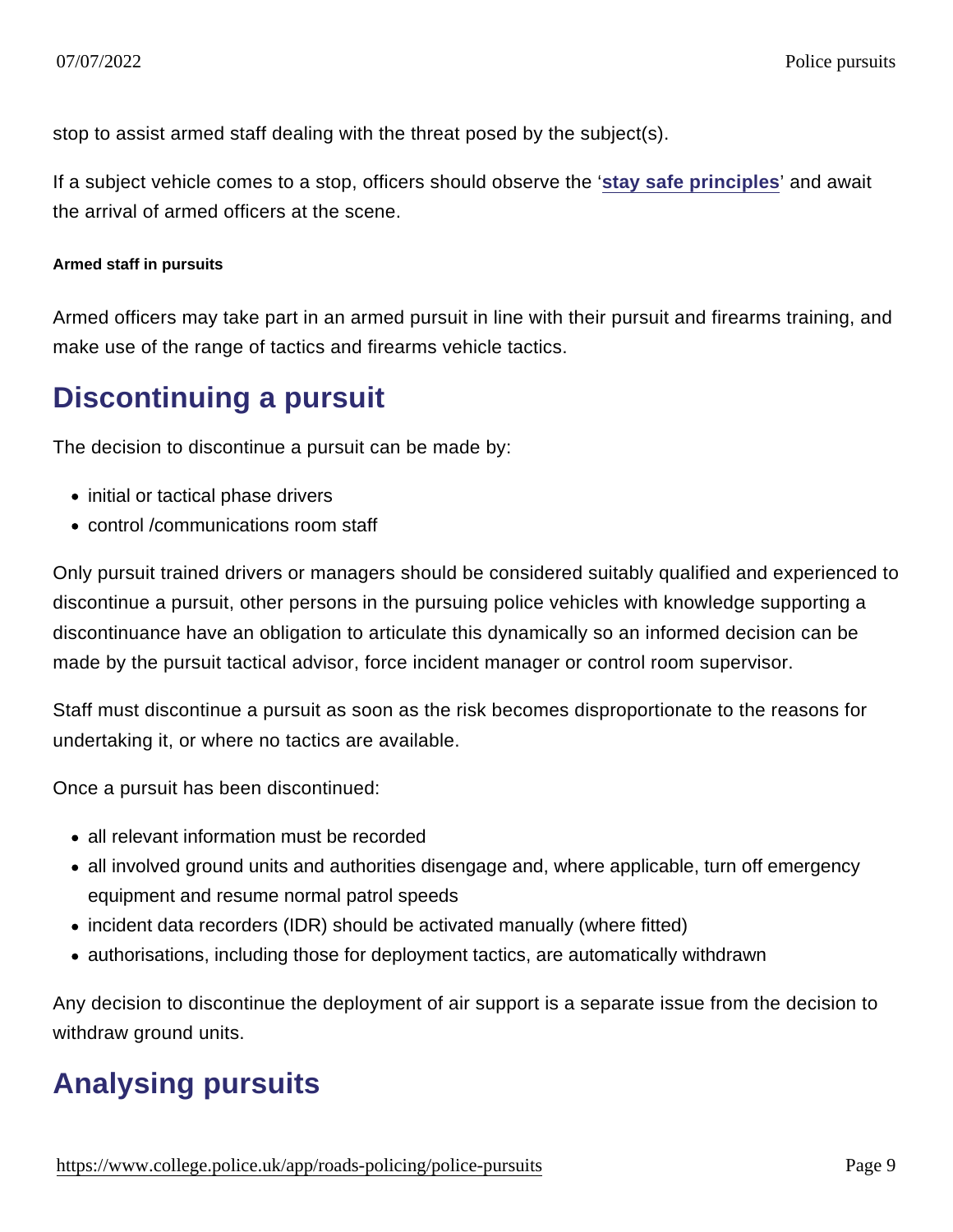stop to assist armed staff dealing with the threat posed by the subject(s).

If a subject vehicle comes to a stop, officers should observe the '**stay safe principles**' and await the arrival of armed officers at the scene.

#### Armed staff in pursuits

Armed officers may take part in an armed pursuit in line with their pursuit and firearms training, and make use of the range of tactics and firearms vehicle tactics.

## Discontinuing a pursuit

The decision to discontinue a pursuit can be made by:

- initial or tactical phase drivers
- control /communications room staff

Only pursuit trained drivers or managers should be considered suitably qualified and experienced to discontinue a pursuit, other persons in the pursuing police vehicles with knowledge supporting a discontinuance have an obligation to articulate this dynamically so an informed decision can be made by the pursuit tactical advisor, force incident manager or control room supervisor.

Staff must discontinue a pursuit as soon as the risk becomes disproportionate to the reasons for undertaking it, or where no tactics are available.

Once a pursuit has been discontinued:

- all relevant information must be recorded
- all involved ground units and authorities disengage and, where applicable, turn off emergency equipment and resume normal patrol speeds
- incident data recorders (IDR) should be activated manually (where fitted)
- authorisations, including those for deployment tactics, are automatically withdrawn

Any decision to discontinue the deployment of air support is a separate issue from the decision to withdraw ground units.

## Analysing pursuits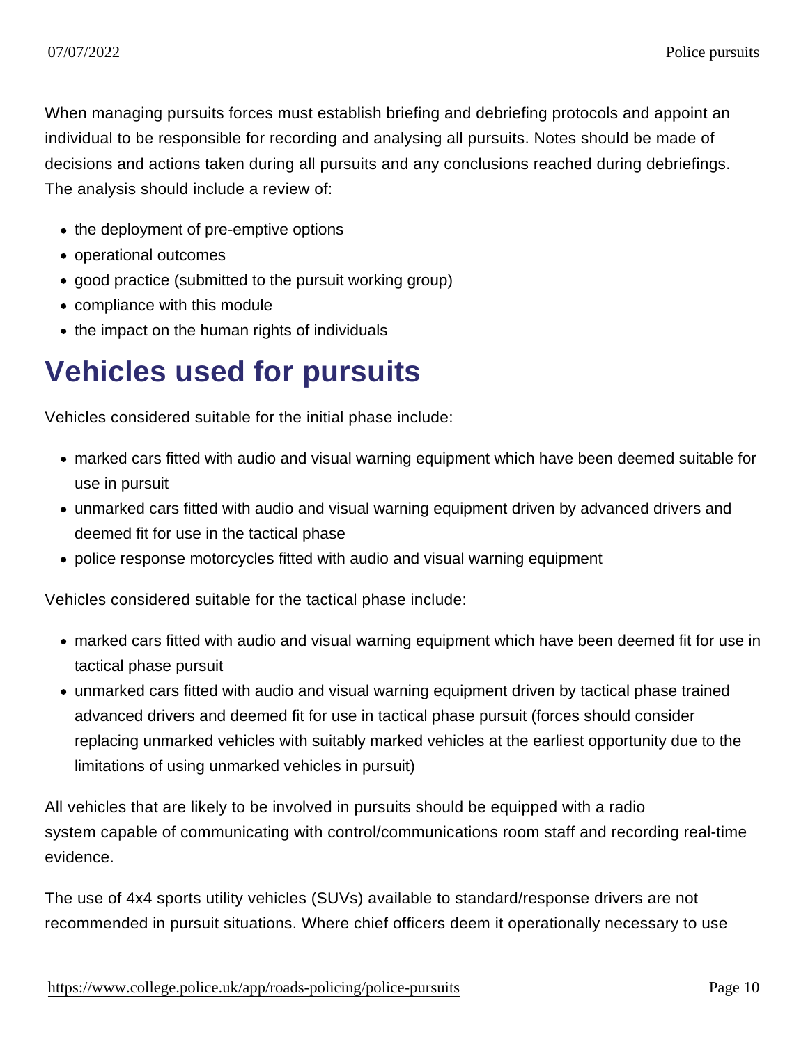When managing pursuits forces must establish briefing and debriefing protocols and appoint an individual to be responsible for recording and analysing all pursuits. Notes should be made of decisions and actions taken during all pursuits and any conclusions reached during debriefings. The analysis should include a review of:

- the deployment of pre-emptive options
- operational outcomes
- good practice (submitted to the pursuit working group)
- compliance with this module
- the impact on the human rights of individuals

# Vehicles used for pursuits

Vehicles considered suitable for the initial phase include:

- marked cars fitted with audio and visual warning equipment which have been deemed suitable for use in pursuit
- unmarked cars fitted with audio and visual warning equipment driven by advanced drivers and deemed fit for use in the tactical phase
- police response motorcycles fitted with audio and visual warning equipment

Vehicles considered suitable for the tactical phase include:

- marked cars fitted with audio and visual warning equipment which have been deemed fit for use in tactical phase pursuit
- unmarked cars fitted with audio and visual warning equipment driven by tactical phase trained advanced drivers and deemed fit for use in tactical phase pursuit (forces should consider replacing unmarked vehicles with suitably marked vehicles at the earliest opportunity due to the limitations of using unmarked vehicles in pursuit)

All vehicles that are likely to be involved in pursuits should be equipped with a radio system capable of communicating with control/communications room staff and recording real-time evidence.

The use of 4x4 sports utility vehicles (SUVs) available to standard/response drivers are not recommended in pursuit situations. Where chief officers deem it operationally necessary to use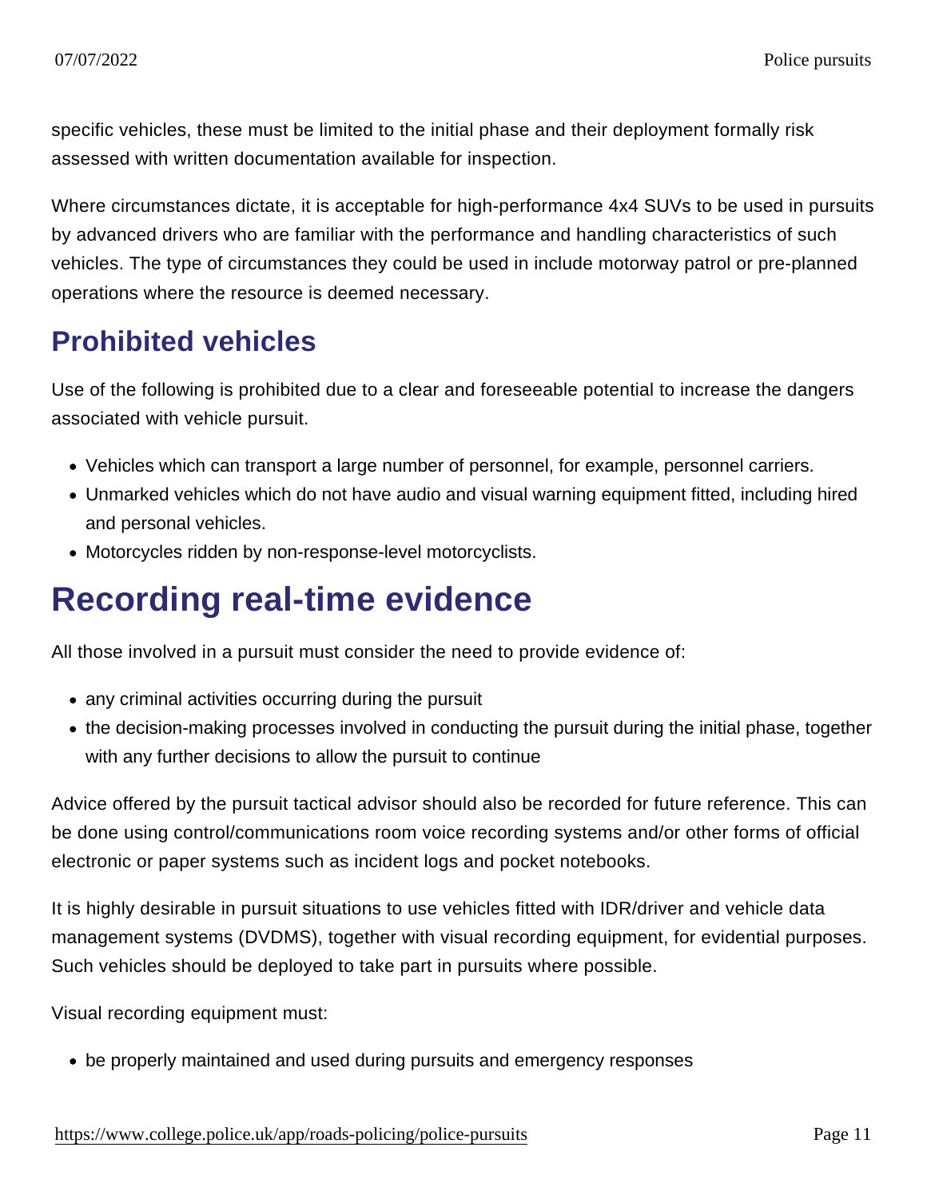specific vehicles, these must be limited to the initial phase and their deployment formally risk assessed with written documentation available for inspection.

Where circumstances dictate, it is acceptable for high-performance 4x4 SUVs to be used in pursuits by advanced drivers who are familiar with the performance and handling characteristics of such vehicles. The type of circumstances they could be used in include motorway patrol or pre-planned operations where the resource is deemed necessary.

## Prohibited vehicles

Use of the following is prohibited due to a clear and foreseeable potential to increase the dangers associated with vehicle pursuit.

- Vehicles which can transport a large number of personnel, for example, personnel carriers.
- Unmarked vehicles which do not have audio and visual warning equipment fitted, including hired and personal vehicles.
- Motorcycles ridden by non-response-level motorcyclists.

# Recording real-time evidence

All those involved in a pursuit must consider the need to provide evidence of:

- any criminal activities occurring during the pursuit
- the decision-making processes involved in conducting the pursuit during the initial phase, together with any further decisions to allow the pursuit to continue

Advice offered by the pursuit tactical advisor should also be recorded for future reference. This can be done using control/communications room voice recording systems and/or other forms of official electronic or paper systems such as incident logs and pocket notebooks.

It is highly desirable in pursuit situations to use vehicles fitted with IDR/driver and vehicle data management systems (DVDMS), together with visual recording equipment, for evidential purposes. Such vehicles should be deployed to take part in pursuits where possible.

Visual recording equipment must:

- be properly maintained and used during pursuits and emergency responses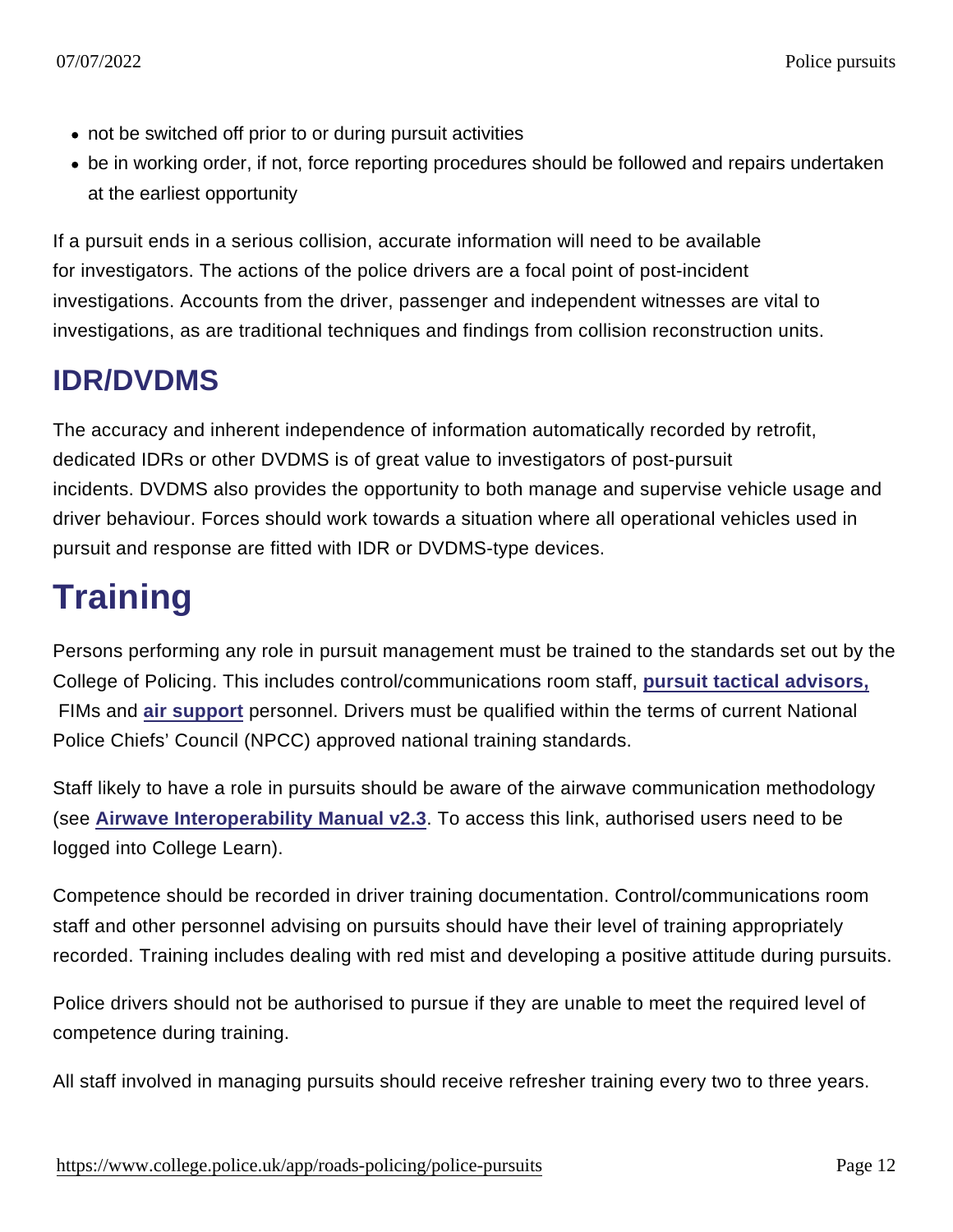- not be switched off prior to or during pursuit activities
- be in working order, if not, force reporting procedures should be followed and repairs undertaken at the earliest opportunity

If a pursuit ends in a serious collision, accurate information will need to be available for investigators. The actions of the police drivers are a focal point of post-incident investigations. Accounts from the driver, passenger and independent witnesses are vital to investigations, as are traditional techniques and findings from collision reconstruction units.

### IDR/DVDMS

The accuracy and inherent independence of information automatically recorded by retrofit, dedicated IDRs or other DVDMS is of great value to investigators of post-pursuit incidents. DVDMS also provides the opportunity to both manage and supervise vehicle usage and driver behaviour. Forces should work towards a situation where all operational vehicles used in pursuit and response are fitted with IDR or DVDMS-type devices.

## Training

Persons performing any role in pursuit management must be trained to the standards set out by the College of Policing. This includes control/communications room staff, **pursuit tactical advisors,** FIMs and **air support** personnel. Drivers must be qualified within the terms of current National Police Chiefs' Council (NPCC) approved national training standards.

Staff likely to have a role in pursuits should be aware of the airwave communication methodology (see **Airwave Interoperability Manual v2.3**. To access this link, authorised users need to be logged into College Learn).

Competence should be recorded in driver training documentation. Control/communications room staff and other personnel advising on pursuits should have their level of training appropriately recorded. Training includes dealing with red mist and developing a positive attitude during pursuits.

Police drivers should not be authorised to pursue if they are unable to meet the required level of competence during training.

All staff involved in managing pursuits should receive refresher training every two to three years.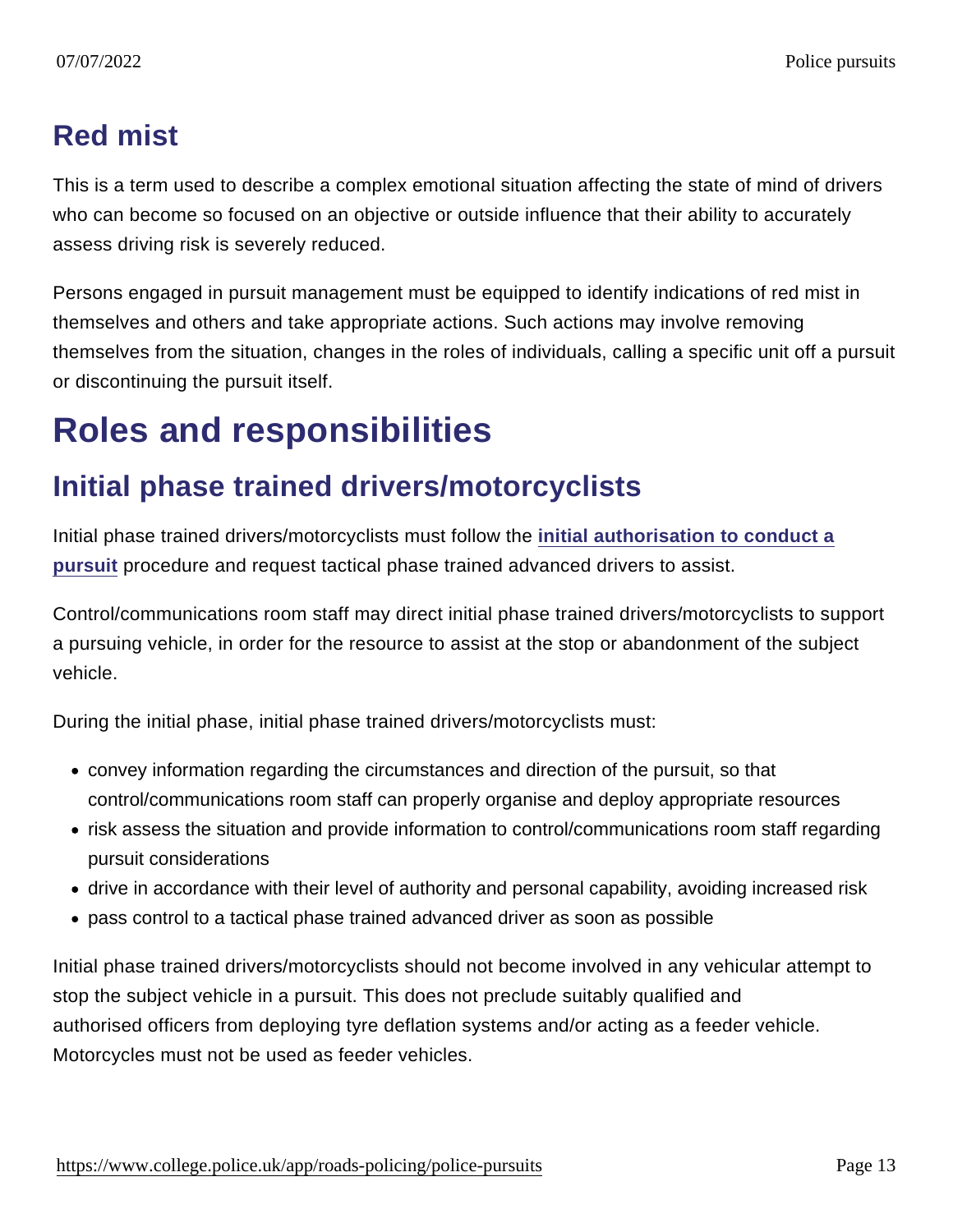### Red mist

This is a term used to describe a complex emotional situation affecting the state of mind of drivers who can become so focused on an objective or outside influence that their ability to accurately assess driving risk is severely reduced.

Persons engaged in pursuit management must be equipped to identify indications of red mist in themselves and others and take appropriate actions. Such actions may involve removing themselves from the situation, changes in the roles of individuals, calling a specific unit off a pursuit or discontinuing the pursuit itself.

## Roles and responsibilities

### Initial phase trained drivers/motorcyclists

Initial phase trained drivers/motorcyclists must follow the **initial authorisation to conduct a pursuit** procedure and request tactical phase trained advanced drivers to assist.

Control/communications room staff may direct initial phase trained drivers/motorcyclists to support a pursuing vehicle, in order for the resource to assist at the stop or abandonment of the subject vehicle.

During the initial phase, initial phase trained drivers/motorcyclists must:

- convey information regarding the circumstances and direction of the pursuit, so that control/communications room staff can properly organise and deploy appropriate resources
- risk assess the situation and provide information to control/communications room staff regarding pursuit considerations
- drive in accordance with their level of authority and personal capability, avoiding increased risk
- pass control to a tactical phase trained advanced driver as soon as possible

Initial phase trained drivers/motorcyclists should not become involved in any vehicular attempt to stop the subject vehicle in a pursuit. This does not preclude suitably qualified and authorised officers from deploying tyre deflation systems and/or acting as a feeder vehicle. Motorcycles must not be used as feeder vehicles.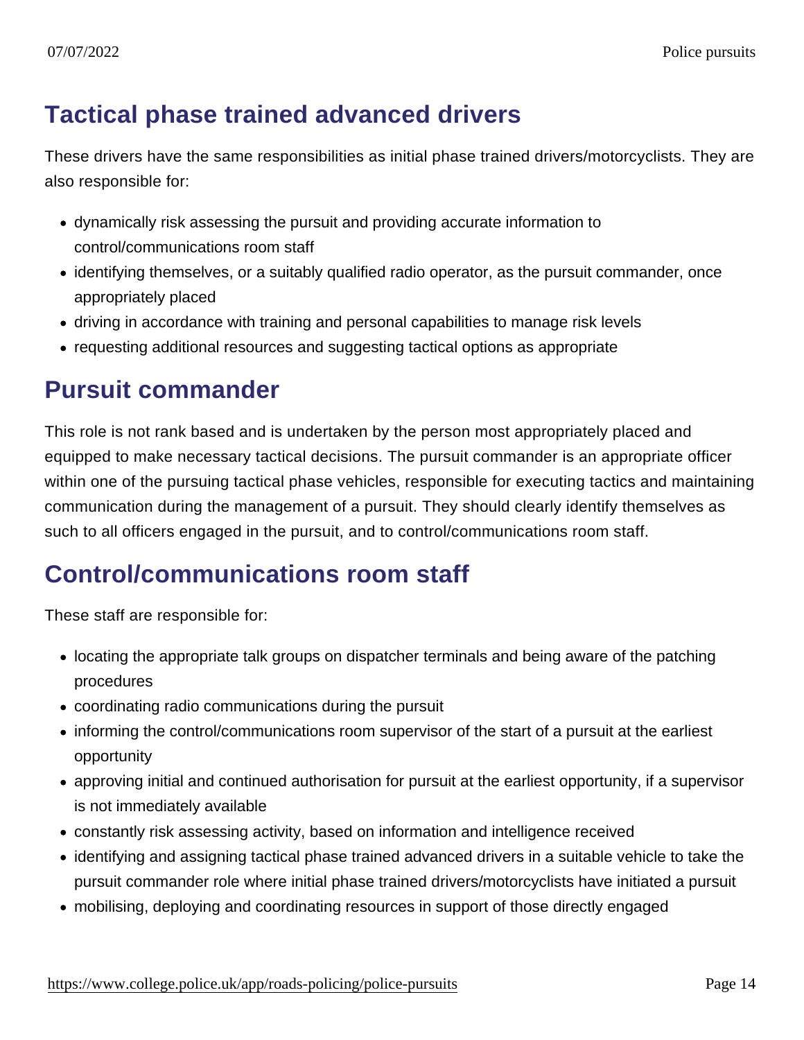## Tactical phase trained advanced drivers

These drivers have the same responsibilities as initial phase trained drivers/motorcyclists. They are also responsible for:

- dynamically risk assessing the pursuit and providing accurate information to control/communications room staff
- identifying themselves, or a suitably qualified radio operator, as the pursuit commander, once appropriately placed
- driving in accordance with training and personal capabilities to manage risk levels
- requesting additional resources and suggesting tactical options as appropriate

## Pursuit commander

This role is not rank based and is undertaken by the person most appropriately placed and equipped to make necessary tactical decisions. The pursuit commander is an appropriate officer within one of the pursuing tactical phase vehicles, responsible for executing tactics and maintaining communication during the management of a pursuit. They should clearly identify themselves as such to all officers engaged in the pursuit, and to control/communications room staff.

## Control/communications room staff

These staff are responsible for:

- locating the appropriate talk groups on dispatcher terminals and being aware of the patching procedures
- coordinating radio communications during the pursuit
- informing the control/communications room supervisor of the start of a pursuit at the earliest opportunity
- approving initial and continued authorisation for pursuit at the earliest opportunity, if a supervisor is not immediately available
- constantly risk assessing activity, based on information and intelligence received
- identifying and assigning tactical phase trained advanced drivers in a suitable vehicle to take the pursuit commander role where initial phase trained drivers/motorcyclists have initiated a pursuit
- mobilising, deploying and coordinating resources in support of those directly engaged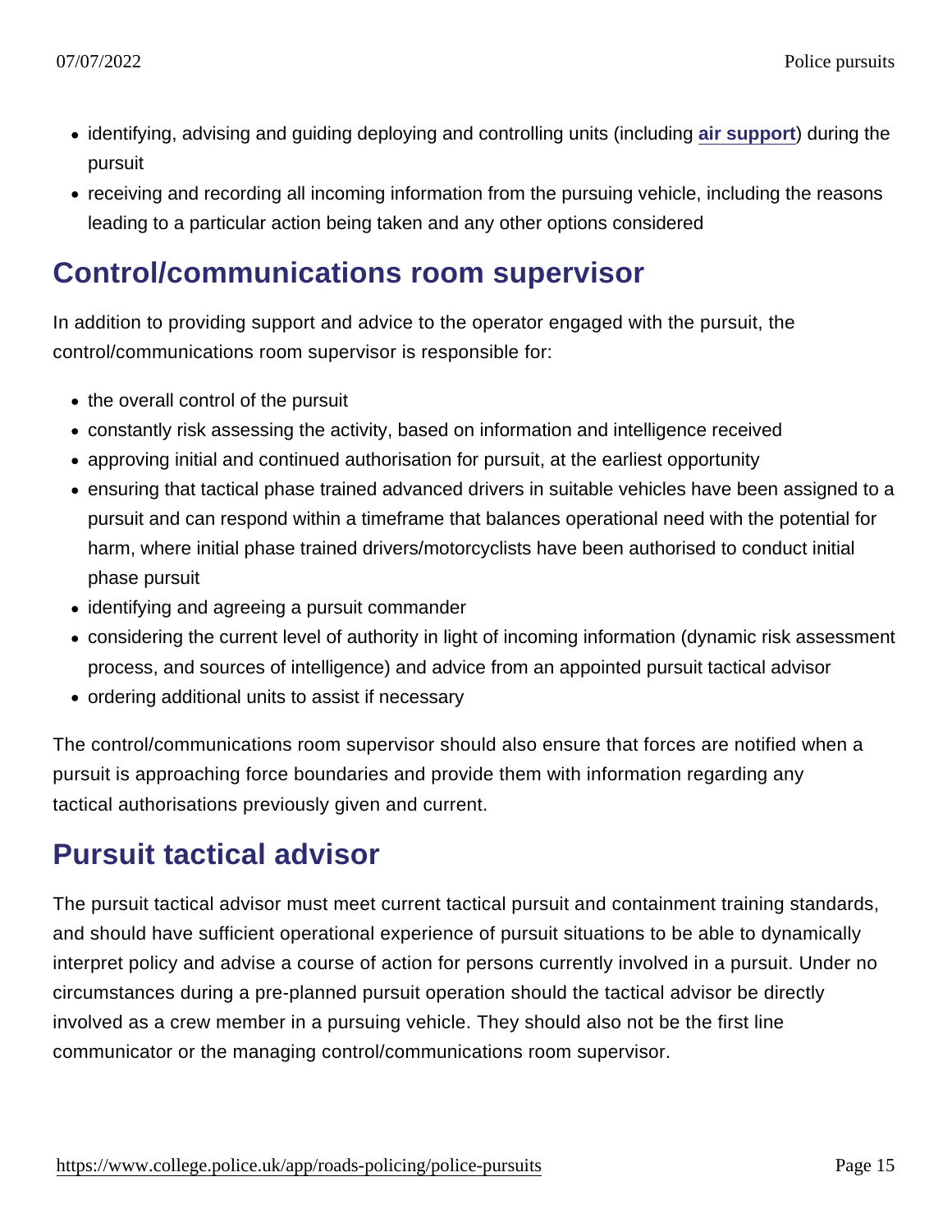- identifying, advising and guiding deploying and controlling units (including air support) during the pursuit
- receiving and recording all incoming information from the pursuing vehicle, including the reasons leading to a particular action being taken and any other options considered

## Control/communications room supervisor

In addition to providing support and advice to the operator engaged with the pursuit, the control/communications room supervisor is responsible for:

- the overall control of the pursuit
- constantly risk assessing the activity, based on information and intelligence received
- approving initial and continued authorisation for pursuit, at the earliest opportunity
- ensuring that tactical phase trained advanced drivers in suitable vehicles have been assigned to a pursuit and can respond within a timeframe that balances operational need with the potential for harm, where initial phase trained drivers/motorcyclists have been authorised to conduct initial phase pursuit
- identifying and agreeing a pursuit commander
- considering the current level of authority in light of incoming information (dynamic risk assessment process, and sources of intelligence) and advice from an appointed pursuit tactical advisor
- ordering additional units to assist if necessary

The control/communications room supervisor should also ensure that forces are notified when a pursuit is approaching force boundaries and provide them with information regarding any tactical authorisations previously given and current.

## Pursuit tactical advisor

The pursuit tactical advisor must meet current tactical pursuit and containment training standards, and should have sufficient operational experience of pursuit situations to be able to dynamically interpret policy and advise a course of action for persons currently involved in a pursuit. Under no circumstances during a pre-planned pursuit operation should the tactical advisor be directly involved as a crew member in a pursuing vehicle. They should also not be the first line communicator or the managing control/communications room supervisor.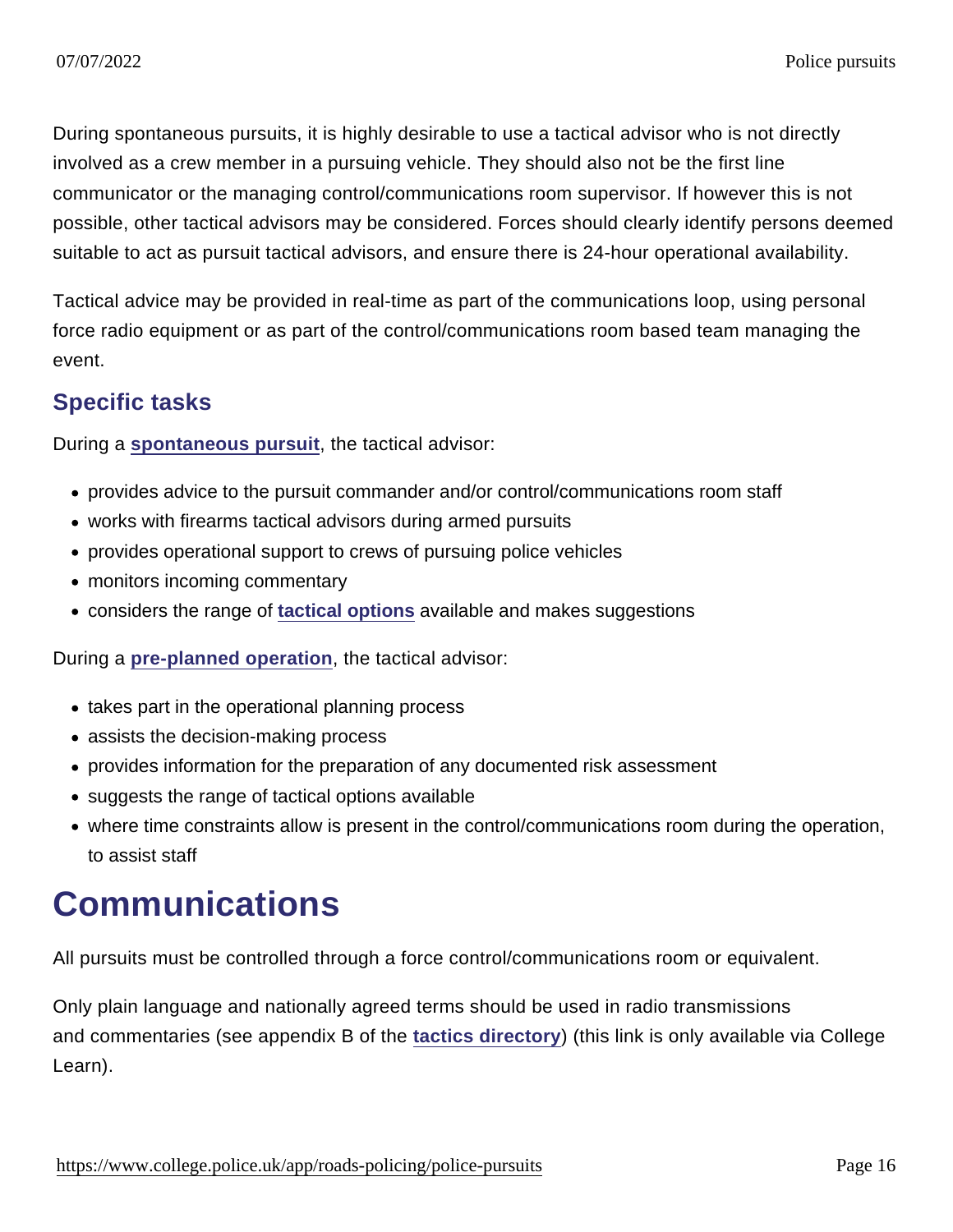During spontaneous pursuits, it is highly desirable to use a tactical advisor who is not directly involved as a crew member in a pursuing vehicle. They should also not be the first line communicator or the managing control/communications room supervisor. If however this is not possible, other tactical advisors may be considered. Forces should clearly identify persons deemed suitable to act as pursuit tactical advisors, and ensure there is 24-hour operational availability.

Tactical advice may be provided in real-time as part of the communications loop, using personal force radio equipment or as part of the control/communications room based team managing the event.

### Specific tasks

During a spontaneous pursuit, the tactical advisor:

- provides advice to the pursuit commander and/or control/communications room staff
- works with firearms tactical advisors during armed pursuits
- provides operational support to crews of pursuing police vehicles
- monitors incoming commentary
- considers the range of tactical options available and makes suggestions

During a pre-planned operation, the tactical advisor:

- takes part in the operational planning process
- assists the decision-making process
- provides information for the preparation of any documented risk assessment
- suggests the range of tactical options available
- where time constraints allow is present in the control/communications room during the operation, to assist staff

## Communications

All pursuits must be controlled through a force control/communications room or equivalent.

Only plain language and nationally agreed terms should be used in radio transmissions and commentaries (see appendix B of the tactics directory) (this link is only available via College Learn).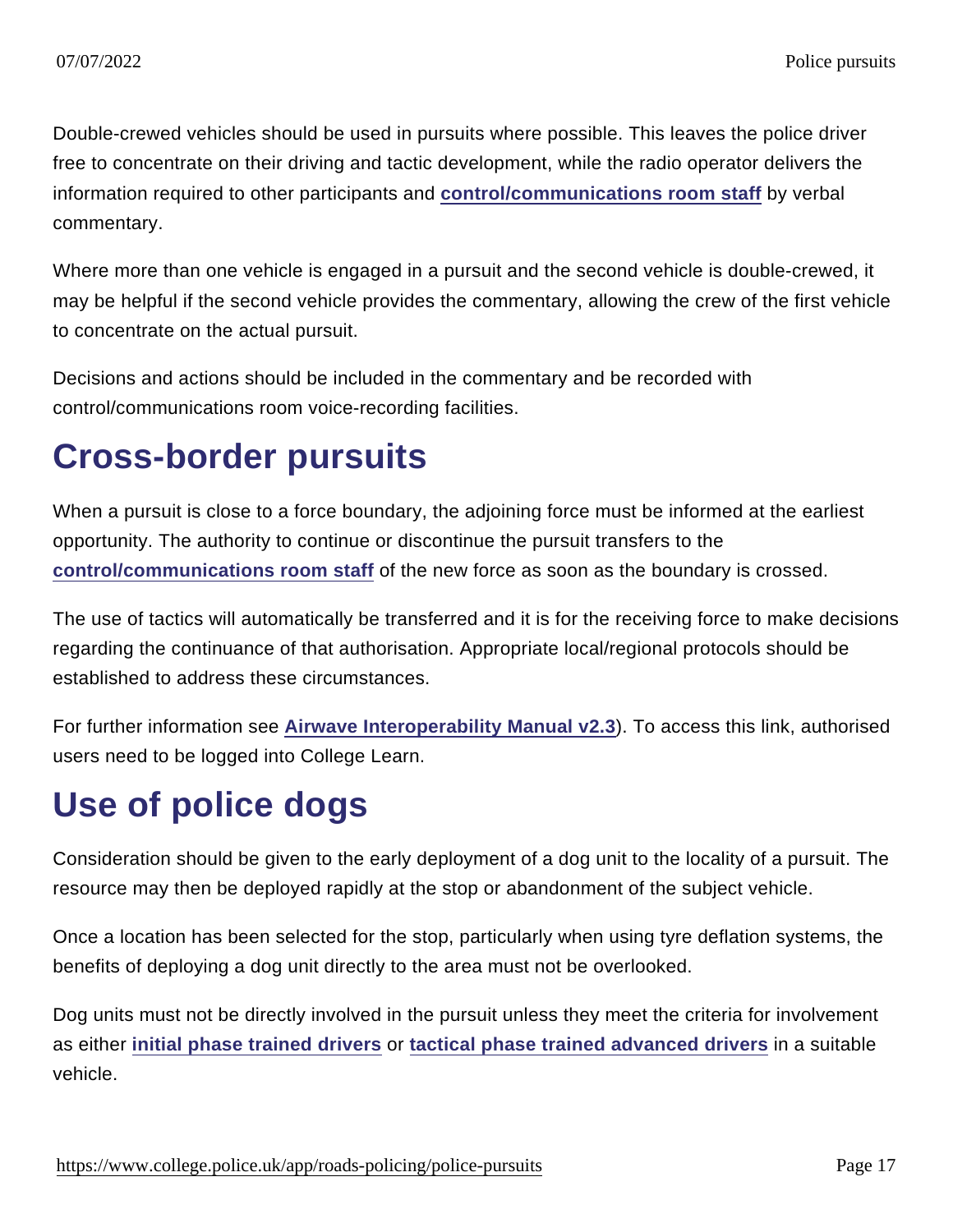Double-crewed vehicles should be used in pursuits where possible. This leaves the police driver free to concentrate on their driving and tactic development, while the radio operator delivers the information required to other participants and control/communications room staff by verbal commentary.

Where more than one vehicle is engaged in a pursuit and the second vehicle is double-crewed, it may be helpful if the second vehicle provides the commentary, allowing the crew of the first vehicle to concentrate on the actual pursuit.

Decisions and actions should be included in the commentary and be recorded with control/communications room voice-recording facilities.

## Cross-border pursuits

When a pursuit is close to a force boundary, the adjoining force must be informed at the earliest opportunity. The authority to continue or discontinue the pursuit transfers to the control/communications room staff of the new force as soon as the boundary is crossed.

The use of tactics will automatically be transferred and it is for the receiving force to make decisions regarding the continuance of that authorisation. Appropriate local/regional protocols should be established to address these circumstances.

For further information see Airwave Interoperability Manual v2.3). To access this link, authorised users need to be logged into College Learn.

## Use of police dogs

Consideration should be given to the early deployment of a dog unit to the locality of a pursuit. The resource may then be deployed rapidly at the stop or abandonment of the subject vehicle.

Once a location has been selected for the stop, particularly when using tyre deflation systems, the benefits of deploying a dog unit directly to the area must not be overlooked.

Dog units must not be directly involved in the pursuit unless they meet the criteria for involvement as either initial phase trained drivers or tactical phase trained advanced drivers in a suitable vehicle.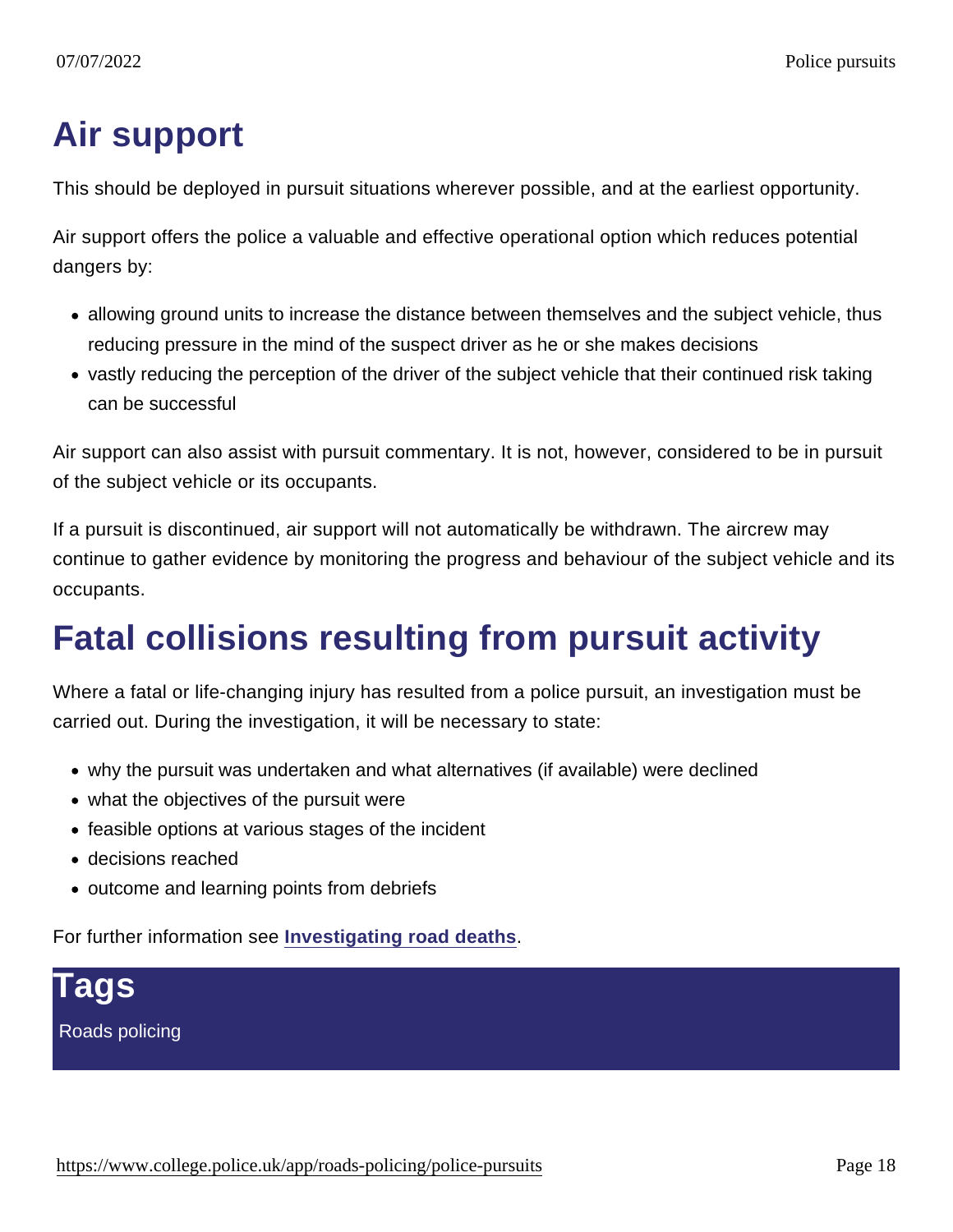## Air support

This should be deployed in pursuit situations wherever possible, and at the earliest opportunity.

Air support offers the police a valuable and effective operational option which reduces potential dangers by:

- allowing ground units to increase the distance between themselves and the subject vehicle, thus reducing pressure in the mind of the suspect driver as he or she makes decisions
- vastly reducing the perception of the driver of the subject vehicle that their continued risk taking can be successful

Air support can also assist with pursuit commentary. It is not, however, considered to be in pursuit of the subject vehicle or its occupants.

If a pursuit is discontinued, air support will not automatically be withdrawn. The aircrew may continue to gather evidence by monitoring the progress and behaviour of the subject vehicle and its occupants.

## Fatal collisions resulting from pursuit activity

Where a fatal or life-changing injury has resulted from a police pursuit, an investigation must be carried out. During the investigation, it will be necessary to state:

- why the pursuit was undertaken and what alternatives (if available) were declined
- what the objectives of the pursuit were
- feasible options at various stages of the incident
- decisions reached
- outcome and learning points from debriefs

For further information see **Investigating road deaths**.

## Tags

Roads policing